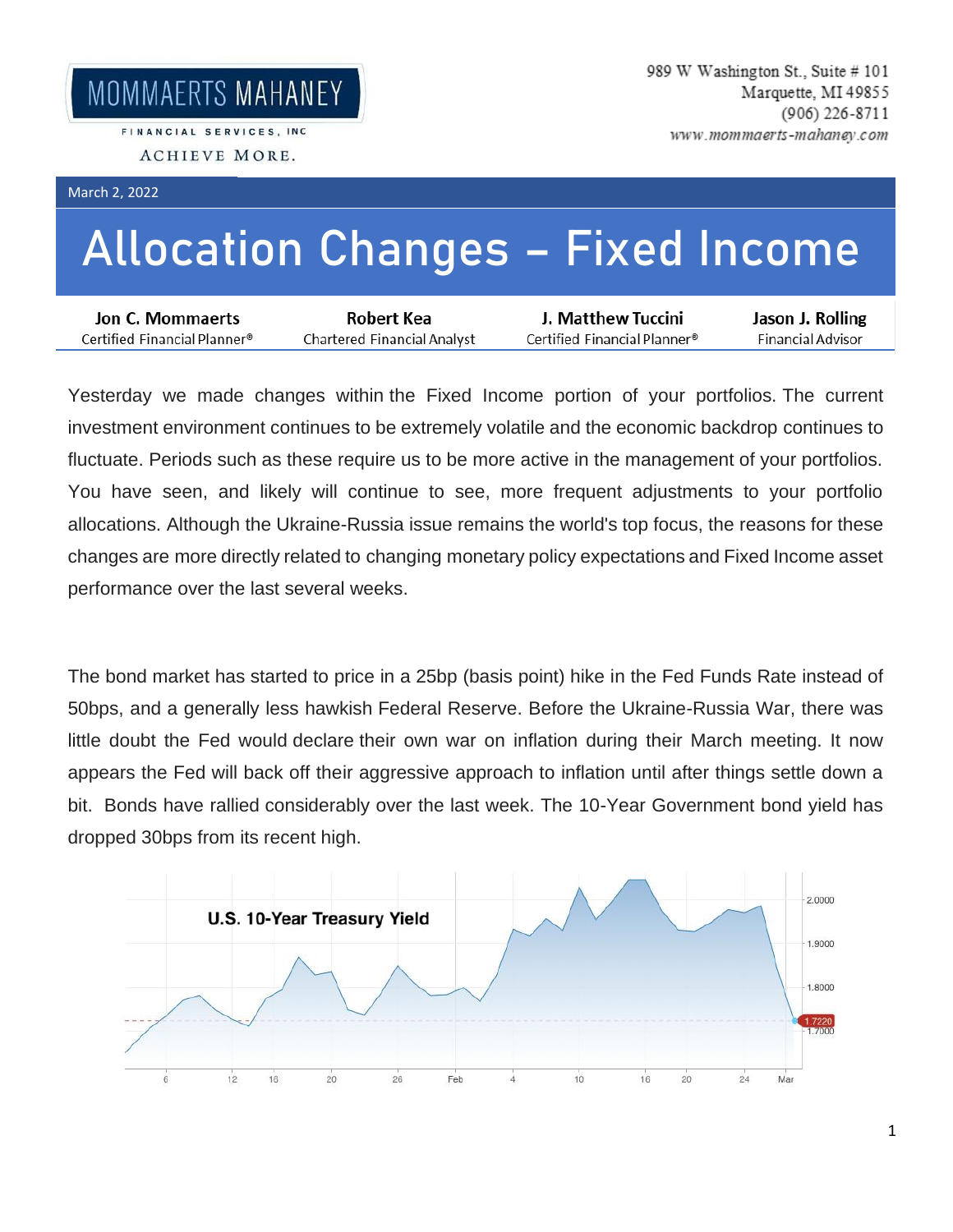MOMMAERTS MAHANEY

FINANCIAL SERVICES, INC

ACHIEVE MORE.

989 W Washington St., Suite # 101
Marquette, MI 49855
(906) 226-8711
www.mommaerts-mahaney.com

March 2, 2022

# Allocation Changes – Fixed Income

| Jon C. Mommaerts | Robert Kea | J. Matthew Tuccini | Jason J. Rolling |
|---|---|---|---|
| Certified Financial Planner® | Chartered Financial Analyst | Certified Financial Planner® | Financial Advisor |

Yesterday we made changes within the Fixed Income portion of your portfolios. The current investment environment continues to be extremely volatile and the economic backdrop continues to fluctuate. Periods such as these require us to be more active in the management of your portfolios. You have seen, and likely will continue to see, more frequent adjustments to your portfolio allocations. Although the Ukraine-Russia issue remains the world's top focus, the reasons for these changes are more directly related to changing monetary policy expectations and Fixed Income asset performance over the last several weeks.

The bond market has started to price in a 25bp (basis point) hike in the Fed Funds Rate instead of 50bps, and a generally less hawkish Federal Reserve. Before the Ukraine-Russia War, there was little doubt the Fed would declare their own war on inflation during their March meeting. It now appears the Fed will back off their aggressive approach to inflation until after things settle down a bit. Bonds have rallied considerably over the last week. The 10-Year Government bond yield has dropped 30bps from its recent high.

U.S. 10-Year Treasury Yield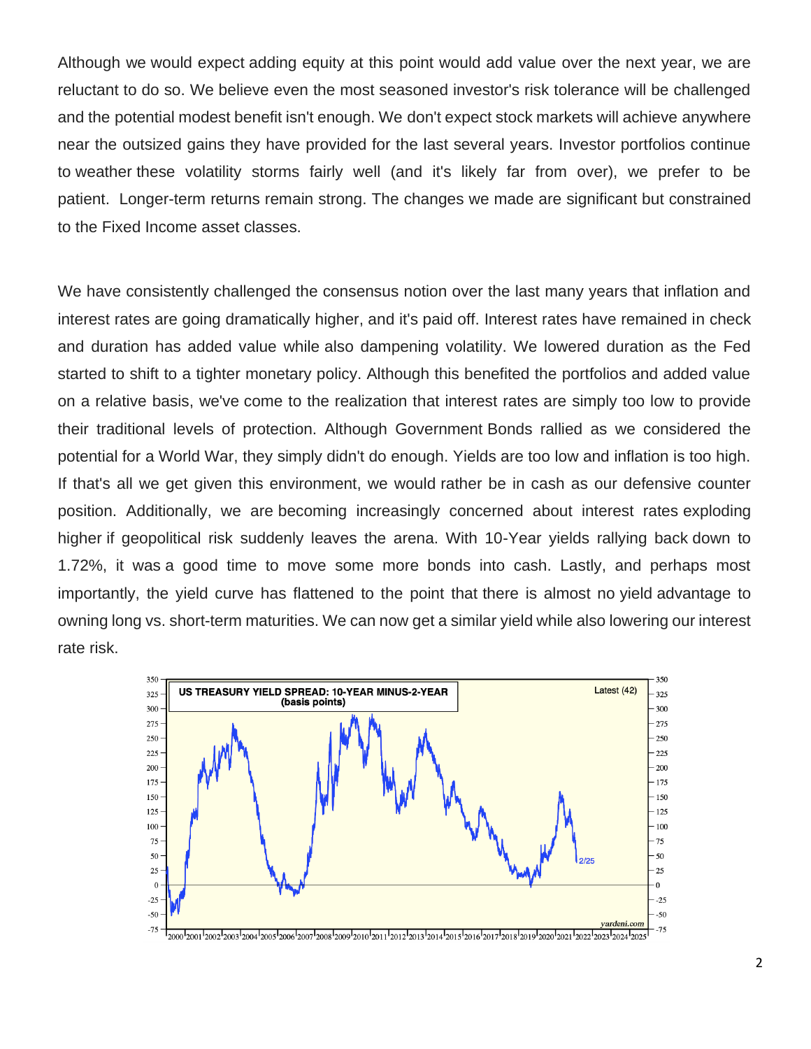Although we would expect adding equity at this point would add value over the next year, we are reluctant to do so. We believe even the most seasoned investor's risk tolerance will be challenged and the potential modest benefit isn't enough. We don't expect stock markets will achieve anywhere near the outsized gains they have provided for the last several years. Investor portfolios continue to weather these volatility storms fairly well (and it's likely far from over), we prefer to be patient. Longer-term returns remain strong. The changes we made are significant but constrained to the Fixed Income asset classes.

We have consistently challenged the consensus notion over the last many years that inflation and interest rates are going dramatically higher, and it's paid off. Interest rates have remained in check and duration has added value while also dampening volatility. We lowered duration as the Fed started to shift to a tighter monetary policy. Although this benefited the portfolios and added value on a relative basis, we've come to the realization that interest rates are simply too low to provide their traditional levels of protection. Although Government Bonds rallied as we considered the potential for a World War, they simply didn't do enough. Yields are too low and inflation is too high. If that's all we get given this environment, we would rather be in cash as our defensive counter position. Additionally, we are becoming increasingly concerned about interest rates exploding higher if geopolitical risk suddenly leaves the arena. With 10-Year yields rallying back down to 1.72%, it was a good time to move some more bonds into cash. Lastly, and perhaps most importantly, the yield curve has flattened to the point that there is almost no yield advantage to owning long vs. short-term maturities. We can now get a similar yield while also lowering our interest rate risk.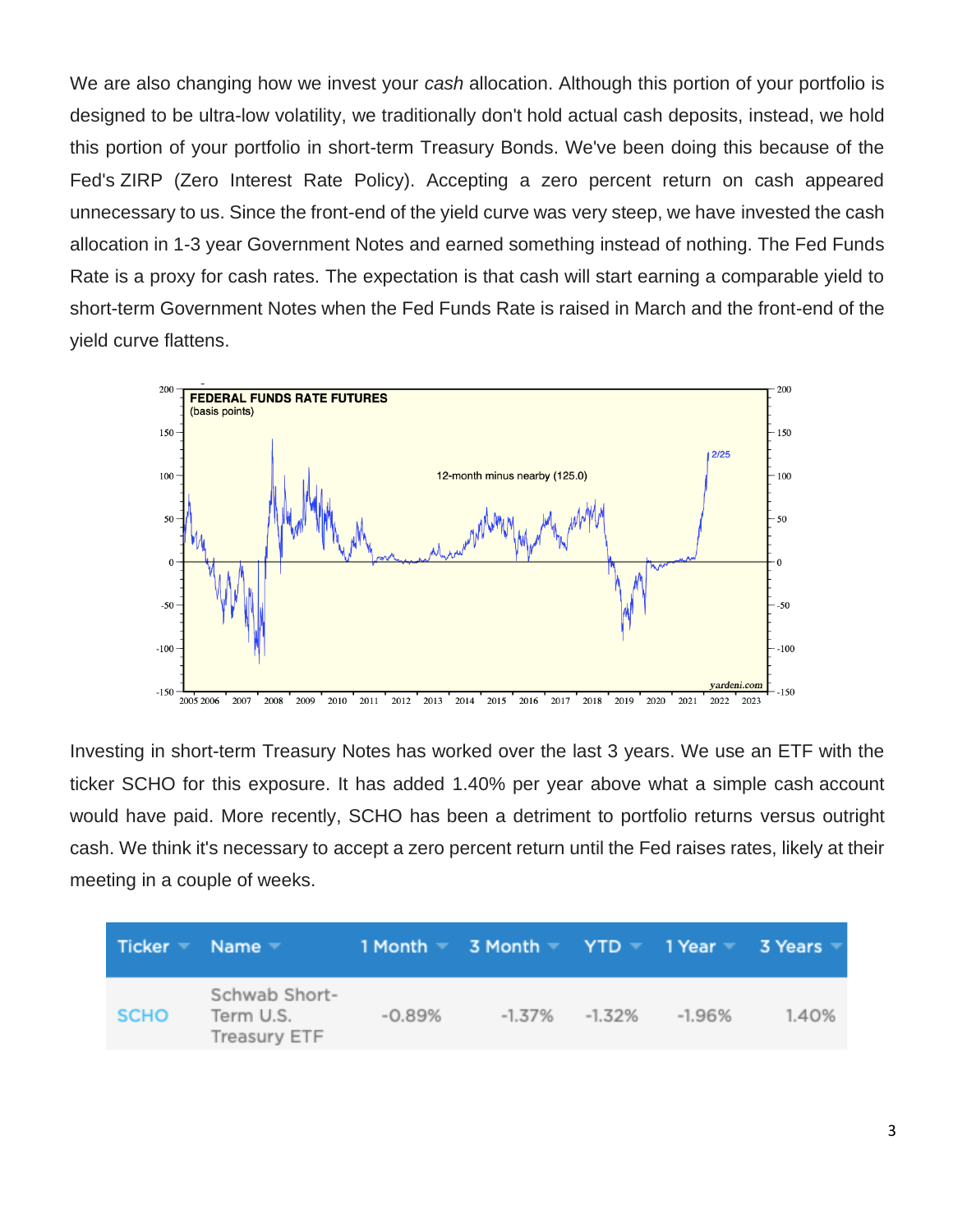We are also changing how we invest your *cash* allocation. Although this portion of your portfolio is designed to be ultra-low volatility, we traditionally don't hold actual cash deposits, instead, we hold this portion of your portfolio in short-term Treasury Bonds. We've been doing this because of the Fed's ZIRP (Zero Interest Rate Policy). Accepting a zero percent return on cash appeared unnecessary to us. Since the front-end of the yield curve was very steep, we have invested the cash allocation in 1-3 year Government Notes and earned something instead of nothing. The Fed Funds Rate is a proxy for cash rates. The expectation is that cash will start earning a comparable yield to short-term Government Notes when the Fed Funds Rate is raised in March and the front-end of the yield curve flattens.

Investing in short-term Treasury Notes has worked over the last 3 years. We use an ETF with the ticker SCHO for this exposure. It has added 1.40% per year above what a simple cash account would have paid. More recently, SCHO has been a detriment to portfolio returns versus outright cash. We think it's necessary to accept a zero percent return until the Fed raises rates, likely at their meeting in a couple of weeks.

| Ticker | Name | 1 Month | 3 Month | YTD | 1 Year | 3 Years |
|---|---|---|---|---|---|---|
| SCHO | Schwab Short-Term U.S. Treasury ETF | -0.89% | -1.37% | -1.32% | -1.96% | 1.40% |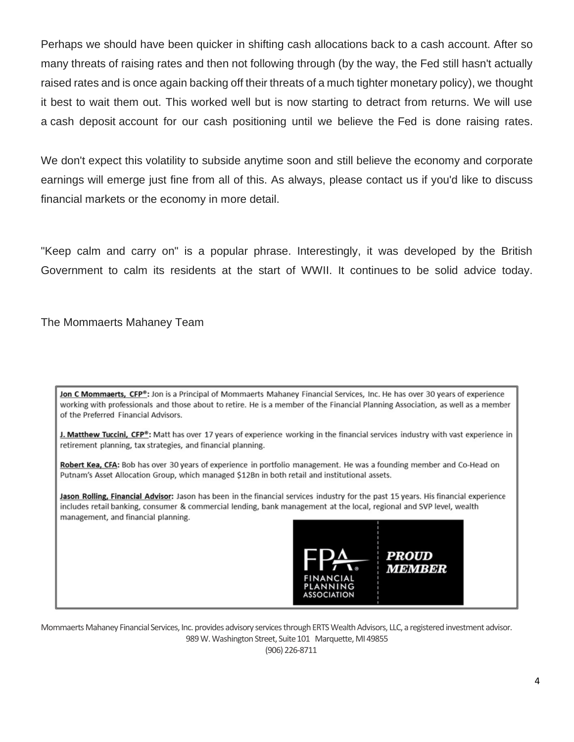Perhaps we should have been quicker in shifting cash allocations back to a cash account. After so many threats of raising rates and then not following through (by the way, the Fed still hasn't actually raised rates and is once again backing off their threats of a much tighter monetary policy), we thought it best to wait them out. This worked well but is now starting to detract from returns. We will use a cash deposit account for our cash positioning until we believe the Fed is done raising rates.

We don't expect this volatility to subside anytime soon and still believe the economy and corporate earnings will emerge just fine from all of this. As always, please contact us if you'd like to discuss financial markets or the economy in more detail.

"Keep calm and carry on" is a popular phrase. Interestingly, it was developed by the British Government to calm its residents at the start of WWII. It continues to be solid advice today.

The Mommaerts Mahaney Team

**Jon C Mommaerts, CFP®:** Jon is a Principal of Mommaerts Mahaney Financial Services, Inc. He has over 30 years of experience working with professionals and those about to retire. He is a member of the Financial Planning Association, as well as a member of the Preferred Financial Advisors.

**J. Matthew Tuccini, CFP®:** Matt has over 17 years of experience working in the financial services industry with vast experience in retirement planning, tax strategies, and financial planning.

**Robert Kea, CFA:** Bob has over 30 years of experience in portfolio management. He was a founding member and Co-Head on Putnam's Asset Allocation Group, which managed $12Bn in both retail and institutional assets.

**Jason Rolling, Financial Advisor:** Jason has been in the financial services industry for the past 15 years. His financial experience includes retail banking, consumer & commercial lending, bank management at the local, regional and SVP level, wealth management, and financial planning.

FPA FINANCIAL PLANNING ASSOCIATION — PROUD MEMBER

Mommaerts Mahaney Financial Services, Inc. provides advisory services through ERTS Wealth Advisors, LLC, a registered investment advisor.
989 W. Washington Street, Suite 101 Marquette, MI 49855
(906) 226-8711